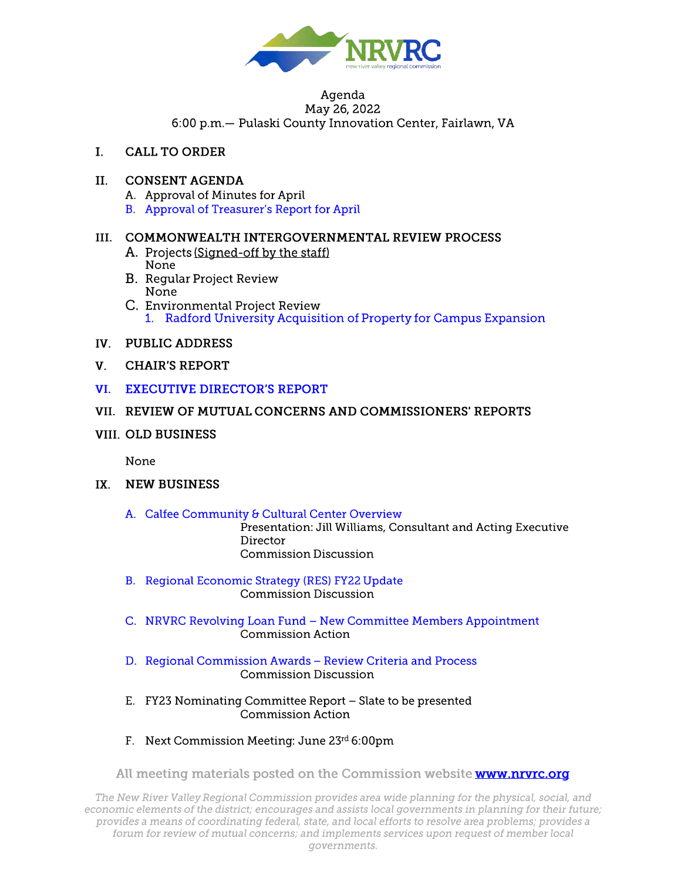Agenda
May 26, 2022
6:00 p.m.— Pulaski County Innovation Center, Fairlawn, VA

I. CALL TO ORDER

II. CONSENT AGENDA
   A. Approval of Minutes for April
   B. Approval of Treasurer's Report for April

III. COMMONWEALTH INTERGOVERNMENTAL REVIEW PROCESS
   A. Projects (Signed-off by the staff)
      None
   B. Regular Project Review
      None
   C. Environmental Project Review
      1. Radford University Acquisition of Property for Campus Expansion

IV. PUBLIC ADDRESS

V. CHAIR'S REPORT

VI. EXECUTIVE DIRECTOR'S REPORT

VII. REVIEW OF MUTUAL CONCERNS AND COMMISSIONERS' REPORTS

VIII. OLD BUSINESS

   None

IX. NEW BUSINESS

   A. Calfee Community & Cultural Center Overview
      Presentation: Jill Williams, Consultant and Acting Executive Director
      Commission Discussion

   B. Regional Economic Strategy (RES) FY22 Update
      Commission Discussion

   C. NRVRC Revolving Loan Fund – New Committee Members Appointment
      Commission Action

   D. Regional Commission Awards – Review Criteria and Process
      Commission Discussion

   E. FY23 Nominating Committee Report – Slate to be presented
      Commission Action

   F. Next Commission Meeting: June 23rd 6:00pm

All meeting materials posted on the Commission website **www.nrvrc.org**

*The New River Valley Regional Commission provides area wide planning for the physical, social, and economic elements of the district; encourages and assists local governments in planning for their future; provides a means of coordinating federal, state, and local efforts to resolve area problems; provides a forum for review of mutual concerns; and implements services upon request of member local governments.*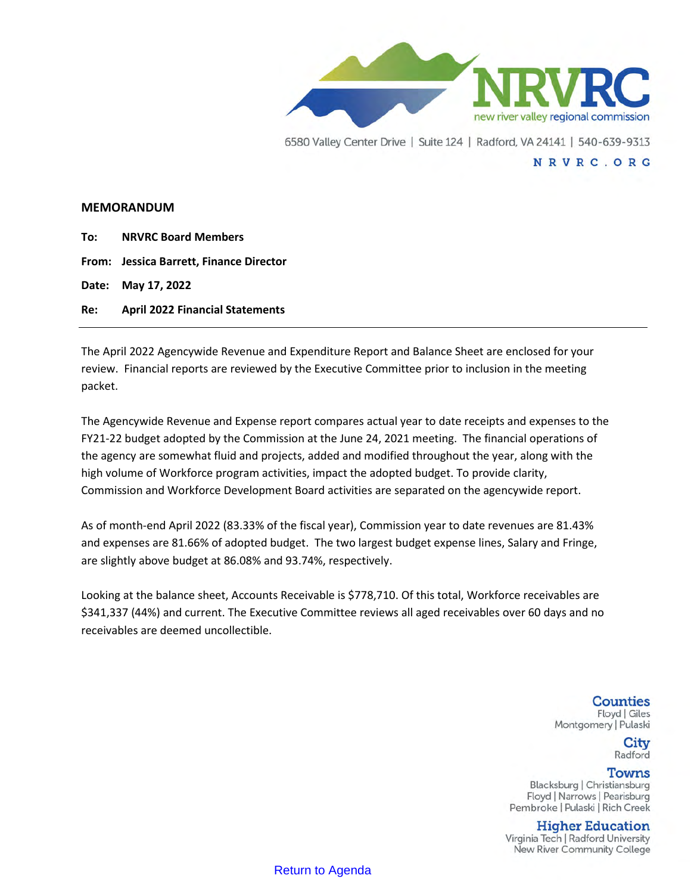NRVRC
new river valley regional commission

6580 Valley Center Drive | Suite 124 | Radford, VA 24141 | 540-639-9313

NRVRC.ORG

**MEMORANDUM**

**To:** **NRVRC Board Members**

**From:** **Jessica Barrett, Finance Director**

**Date:** **May 17, 2022**

**Re:** **April 2022 Financial Statements**

---

The April 2022 Agencywide Revenue and Expenditure Report and Balance Sheet are enclosed for your review. Financial reports are reviewed by the Executive Committee prior to inclusion in the meeting packet.

The Agencywide Revenue and Expense report compares actual year to date receipts and expenses to the FY21-22 budget adopted by the Commission at the June 24, 2021 meeting. The financial operations of the agency are somewhat fluid and projects, added and modified throughout the year, along with the high volume of Workforce program activities, impact the adopted budget. To provide clarity, Commission and Workforce Development Board activities are separated on the agencywide report.

As of month-end April 2022 (83.33% of the fiscal year), Commission year to date revenues are 81.43% and expenses are 81.66% of adopted budget. The two largest budget expense lines, Salary and Fringe, are slightly above budget at 86.08% and 93.74%, respectively.

Looking at the balance sheet, Accounts Receivable is $778,710. Of this total, Workforce receivables are $341,337 (44%) and current. The Executive Committee reviews all aged receivables over 60 days and no receivables are deemed uncollectible.

**Counties**
Floyd | Giles
Montgomery | Pulaski

**City**
Radford

**Towns**
Blacksburg | Christiansburg
Floyd | Narrows | Pearisburg
Pembroke | Pulaski | Rich Creek

**Higher Education**
Virginia Tech | Radford University
New River Community College

Return to Agenda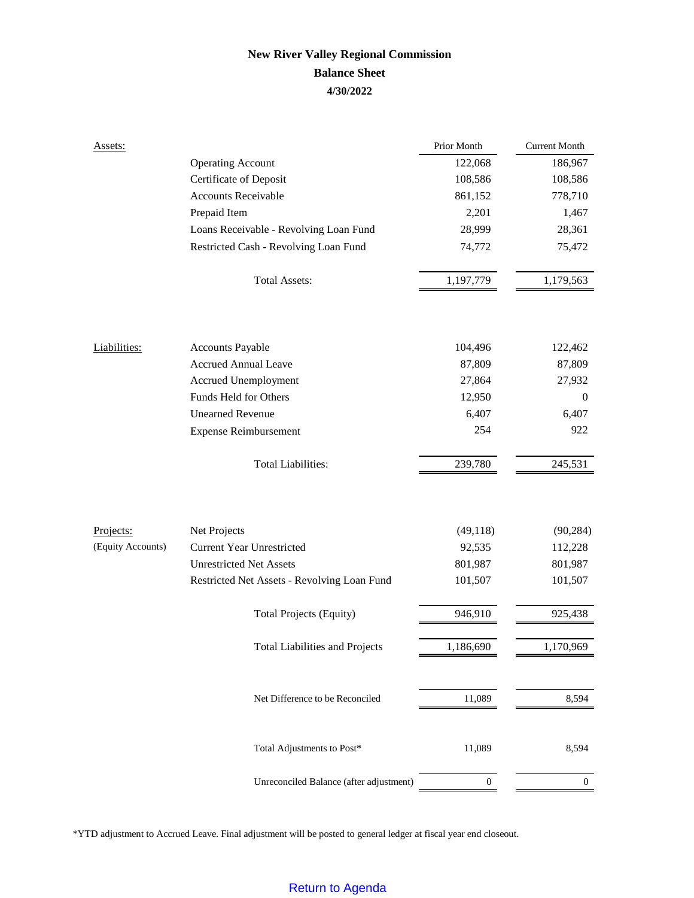# New River Valley Regional Commission
## Balance Sheet
### 4/30/2022

| | | Prior Month | Current Month |
|---|---|---|---|
| Assets: | Operating Account | 122,068 | 186,967 |
| | Certificate of Deposit | 108,586 | 108,586 |
| | Accounts Receivable | 861,152 | 778,710 |
| | Prepaid Item | 2,201 | 1,467 |
| | Loans Receivable - Revolving Loan Fund | 28,999 | 28,361 |
| | Restricted Cash - Revolving Loan Fund | 74,772 | 75,472 |
| | Total Assets: | 1,197,779 | 1,179,563 |
| Liabilities: | Accounts Payable | 104,496 | 122,462 |
| | Accrued Annual Leave | 87,809 | 87,809 |
| | Accrued Unemployment | 27,864 | 27,932 |
| | Funds Held for Others | 12,950 | 0 |
| | Unearned Revenue | 6,407 | 6,407 |
| | Expense Reimbursement | 254 | 922 |
| | Total Liabilities: | 239,780 | 245,531 |
| Projects: | Net Projects | (49,118) | (90,284) |
| (Equity Accounts) | Current Year Unrestricted | 92,535 | 112,228 |
| | Unrestricted Net Assets | 801,987 | 801,987 |
| | Restricted Net Assets - Revolving Loan Fund | 101,507 | 101,507 |
| | Total Projects (Equity) | 946,910 | 925,438 |
| | Total Liabilities and Projects | 1,186,690 | 1,170,969 |
| | Net Difference to be Reconciled | 11,089 | 8,594 |
| | Total Adjustments to Post* | 11,089 | 8,594 |
| | Unreconciled Balance (after adjustment) | 0 | 0 |

*YTD adjustment to Accrued Leave. Final adjustment will be posted to general ledger at fiscal year end closeout.

Return to Agenda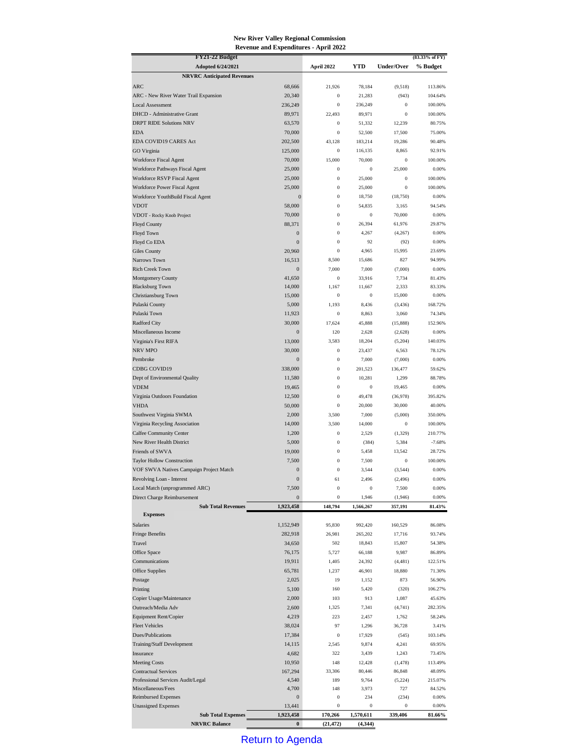**New River Valley Regional Commission**
**Revenue and Expenditures - April 2022**

| FY21-22 Budget | | | | | (83.33% of FY) |
|---|---|---|---|---|---|
| Adopted 6/24/2021 | | April 2022 | YTD | Under/Over | % Budget |
| **NRVRC Anticipated Revenues** | | | | | |
| ARC | 68,666 | 21,926 | 78,184 | (9,518) | 113.86% |
| ARC - New River Water Trail Expansion | 20,340 | 0 | 21,283 | (943) | 104.64% |
| Local Assessment | 236,249 | 0 | 236,249 | 0 | 100.00% |
| DHCD - Administrative Grant | 89,971 | 22,493 | 89,971 | 0 | 100.00% |
| DRPT RIDE Solutions NRV | 63,570 | 0 | 51,332 | 12,239 | 80.75% |
| EDA | 70,000 | 0 | 52,500 | 17,500 | 75.00% |
| EDA COVID19 CARES Act | 202,500 | 43,128 | 183,214 | 19,286 | 90.48% |
| GO Virginia | 125,000 | 0 | 116,135 | 8,865 | 92.91% |
| Workforce Fiscal Agent | 70,000 | 15,000 | 70,000 | 0 | 100.00% |
| Workforce Pathways Fiscal Agent | 25,000 | 0 | 0 | 25,000 | 0.00% |
| Workforce RSVP Fiscal Agent | 25,000 | 0 | 25,000 | 0 | 100.00% |
| Workforce Power Fiscal Agent | 25,000 | 0 | 25,000 | 0 | 100.00% |
| Workforce YouthBuild Fiscal Agent | 0 | 0 | 18,750 | (18,750) | 0.00% |
| VDOT | 58,000 | 0 | 54,835 | 3,165 | 94.54% |
| VDOT - Rocky Knob Project | 70,000 | 0 | 0 | 70,000 | 0.00% |
| Floyd County | 88,371 | 0 | 26,394 | 61,976 | 29.87% |
| Floyd Town | 0 | 0 | 4,267 | (4,267) | 0.00% |
| Floyd Co EDA | 0 | 0 | 92 | (92) | 0.00% |
| Giles County | 20,960 | 0 | 4,965 | 15,995 | 23.69% |
| Narrows Town | 16,513 | 8,500 | 15,686 | 827 | 94.99% |
| Rich Creek Town | 0 | 7,000 | 7,000 | (7,000) | 0.00% |
| Montgomery County | 41,650 | 0 | 33,916 | 7,734 | 81.43% |
| Blacksburg Town | 14,000 | 1,167 | 11,667 | 2,333 | 83.33% |
| Christiansburg Town | 15,000 | 0 | 0 | 15,000 | 0.00% |
| Pulaski County | 5,000 | 1,193 | 8,436 | (3,436) | 168.72% |
| Pulaski Town | 11,923 | 0 | 8,863 | 3,060 | 74.34% |
| Radford City | 30,000 | 17,624 | 45,888 | (15,888) | 152.96% |
| Miscellaneous Income | 0 | 120 | 2,628 | (2,628) | 0.00% |
| Virginia's First RIFA | 13,000 | 3,583 | 18,204 | (5,204) | 140.03% |
| NRV MPO | 30,000 | 0 | 23,437 | 6,563 | 78.12% |
| Pembroke | 0 | 0 | 7,000 | (7,000) | 0.00% |
| CDBG COVID19 | 338,000 | 0 | 201,523 | 136,477 | 59.62% |
| Dept of Environmental Quality | 11,580 | 0 | 10,281 | 1,299 | 88.78% |
| VDEM | 19,465 | 0 | 0 | 19,465 | 0.00% |
| Virginia Outdoors Foundation | 12,500 | 0 | 49,478 | (36,978) | 395.82% |
| VHDA | 50,000 | 0 | 20,000 | 30,000 | 40.00% |
| Southwest Virginia SWMA | 2,000 | 3,500 | 7,000 | (5,000) | 350.00% |
| Virginia Recycling Association | 14,000 | 3,500 | 14,000 | 0 | 100.00% |
| Calfee Community Center | 1,200 | 0 | 2,529 | (1,329) | 210.77% |
| New River Health District | 5,000 | 0 | (384) | 5,384 | -7.68% |
| Friends of SWVA | 19,000 | 0 | 5,458 | 13,542 | 28.72% |
| Taylor Hollow Construction | 7,500 | 0 | 7,500 | 0 | 100.00% |
| VOF SWVA Natives Campaign Project Match | 0 | 0 | 3,544 | (3,544) | 0.00% |
| Revolving Loan - Interest | 0 | 61 | 2,496 | (2,496) | 0.00% |
| Local Match (unprogrammed ARC) | 7,500 | 0 | 0 | 7,500 | 0.00% |
| Direct Charge Reimbursement | 0 | 0 | 1,946 | (1,946) | 0.00% |
| **Sub Total Revenues** | **1,923,458** | **148,794** | **1,566,267** | **357,191** | **81.43%** |
| **Expenses** | | | | | |
| Salaries | 1,152,949 | 95,830 | 992,420 | 160,529 | 86.08% |
| Fringe Benefits | 282,918 | 26,981 | 265,202 | 17,716 | 93.74% |
| Travel | 34,650 | 502 | 18,843 | 15,807 | 54.38% |
| Office Space | 76,175 | 5,727 | 66,188 | 9,987 | 86.89% |
| Communications | 19,911 | 1,405 | 24,392 | (4,481) | 122.51% |
| Office Supplies | 65,781 | 1,237 | 46,901 | 18,880 | 71.30% |
| Postage | 2,025 | 19 | 1,152 | 873 | 56.90% |
| Printing | 5,100 | 160 | 5,420 | (320) | 106.27% |
| Copier Usage/Maintenance | 2,000 | 103 | 913 | 1,087 | 45.63% |
| Outreach/Media Adv | 2,600 | 1,325 | 7,341 | (4,741) | 282.35% |
| Equipment Rent/Copier | 4,219 | 223 | 2,457 | 1,762 | 58.24% |
| Fleet Vehicles | 38,024 | 97 | 1,296 | 36,728 | 3.41% |
| Dues/Publications | 17,384 | 0 | 17,929 | (545) | 103.14% |
| Training/Staff Development | 14,115 | 2,545 | 9,874 | 4,241 | 69.95% |
| Insurance | 4,682 | 322 | 3,439 | 1,243 | 73.45% |
| Meeting Costs | 10,950 | 148 | 12,428 | (1,478) | 113.49% |
| Contractual Services | 167,294 | 33,306 | 80,446 | 86,848 | 48.09% |
| Professional Services Audit/Legal | 4,540 | 189 | 9,764 | (5,224) | 215.07% |
| Miscellaneous/Fees | 4,700 | 148 | 3,973 | 727 | 84.52% |
| Reimbursed Expenses | 0 | 0 | 234 | (234) | 0.00% |
| Unassigned Expenses | 13,441 | 0 | 0 | 0 | 0.00% |
| **Sub Total Expenses** | **1,923,458** | **170,266** | **1,570,611** | **339,406** | **81.66%** |
| **NRVRC Balance** | **0** | **(21,472)** | **(4,344)** | | |

Return to Agenda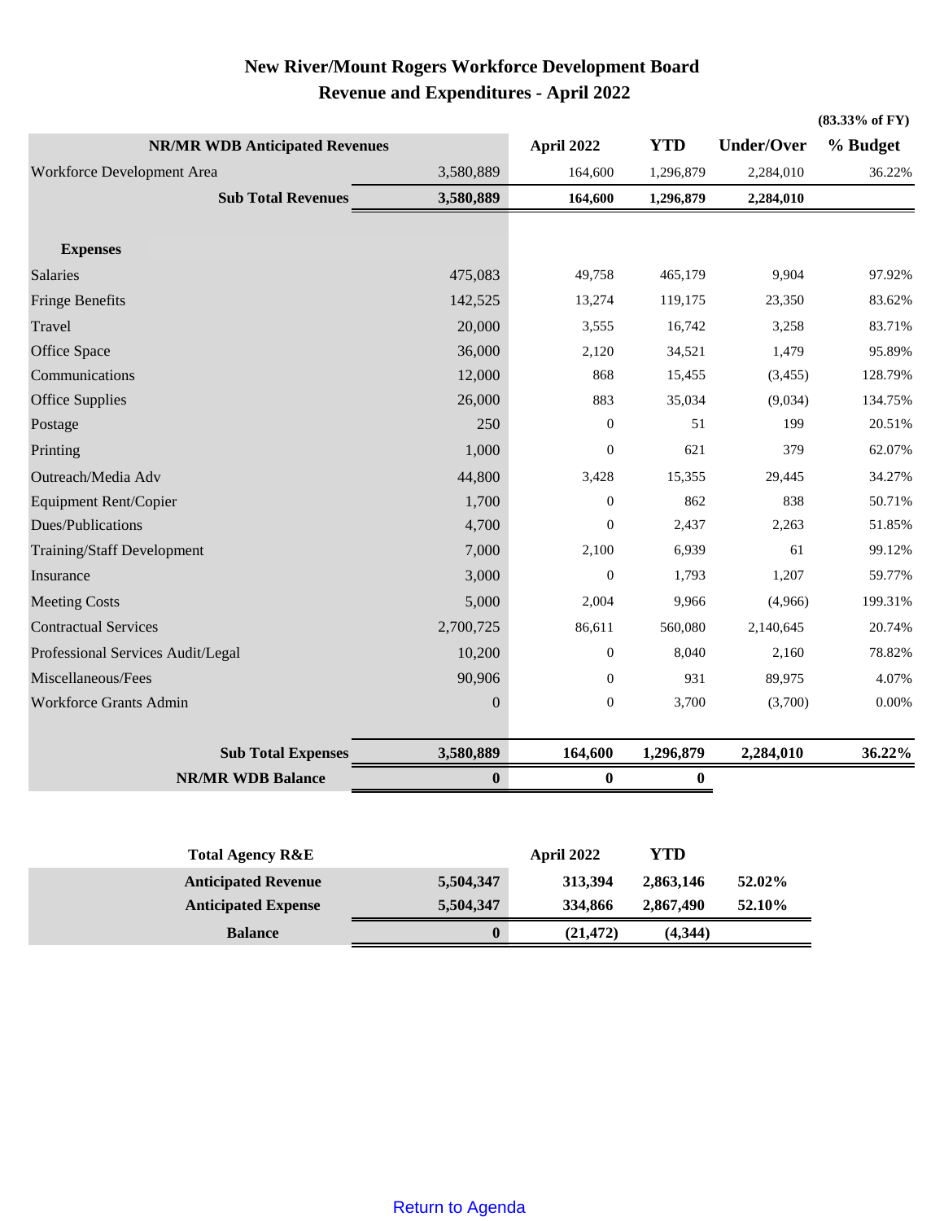# New River/Mount Rogers Workforce Development Board
## Revenue and Expenditures - April 2022

| NR/MR WDB Anticipated Revenues | | April 2022 | YTD | Under/Over | % Budget (83.33% of FY) |
|---|---|---|---|---|---|
| Workforce Development Area | 3,580,889 | 164,600 | 1,296,879 | 2,284,010 | 36.22% |
| **Sub Total Revenues** | **3,580,889** | **164,600** | **1,296,879** | **2,284,010** | |
| **Expenses** | | | | | |
| Salaries | 475,083 | 49,758 | 465,179 | 9,904 | 97.92% |
| Fringe Benefits | 142,525 | 13,274 | 119,175 | 23,350 | 83.62% |
| Travel | 20,000 | 3,555 | 16,742 | 3,258 | 83.71% |
| Office Space | 36,000 | 2,120 | 34,521 | 1,479 | 95.89% |
| Communications | 12,000 | 868 | 15,455 | (3,455) | 128.79% |
| Office Supplies | 26,000 | 883 | 35,034 | (9,034) | 134.75% |
| Postage | 250 | 0 | 51 | 199 | 20.51% |
| Printing | 1,000 | 0 | 621 | 379 | 62.07% |
| Outreach/Media Adv | 44,800 | 3,428 | 15,355 | 29,445 | 34.27% |
| Equipment Rent/Copier | 1,700 | 0 | 862 | 838 | 50.71% |
| Dues/Publications | 4,700 | 0 | 2,437 | 2,263 | 51.85% |
| Training/Staff Development | 7,000 | 2,100 | 6,939 | 61 | 99.12% |
| Insurance | 3,000 | 0 | 1,793 | 1,207 | 59.77% |
| Meeting Costs | 5,000 | 2,004 | 9,966 | (4,966) | 199.31% |
| Contractual Services | 2,700,725 | 86,611 | 560,080 | 2,140,645 | 20.74% |
| Professional Services Audit/Legal | 10,200 | 0 | 8,040 | 2,160 | 78.82% |
| Miscellaneous/Fees | 90,906 | 0 | 931 | 89,975 | 4.07% |
| Workforce Grants Admin | 0 | 0 | 3,700 | (3,700) | 0.00% |
| **Sub Total Expenses** | **3,580,889** | **164,600** | **1,296,879** | **2,284,010** | **36.22%** |
| **NR/MR WDB Balance** | **0** | **0** | **0** | | |

| Total Agency R&E | | April 2022 | YTD | |
|---|---|---|---|---|
| **Anticipated Revenue** | **5,504,347** | **313,394** | **2,863,146** | **52.02%** |
| **Anticipated Expense** | **5,504,347** | **334,866** | **2,867,490** | **52.10%** |
| **Balance** | **0** | **(21,472)** | **(4,344)** | |

Return to Agenda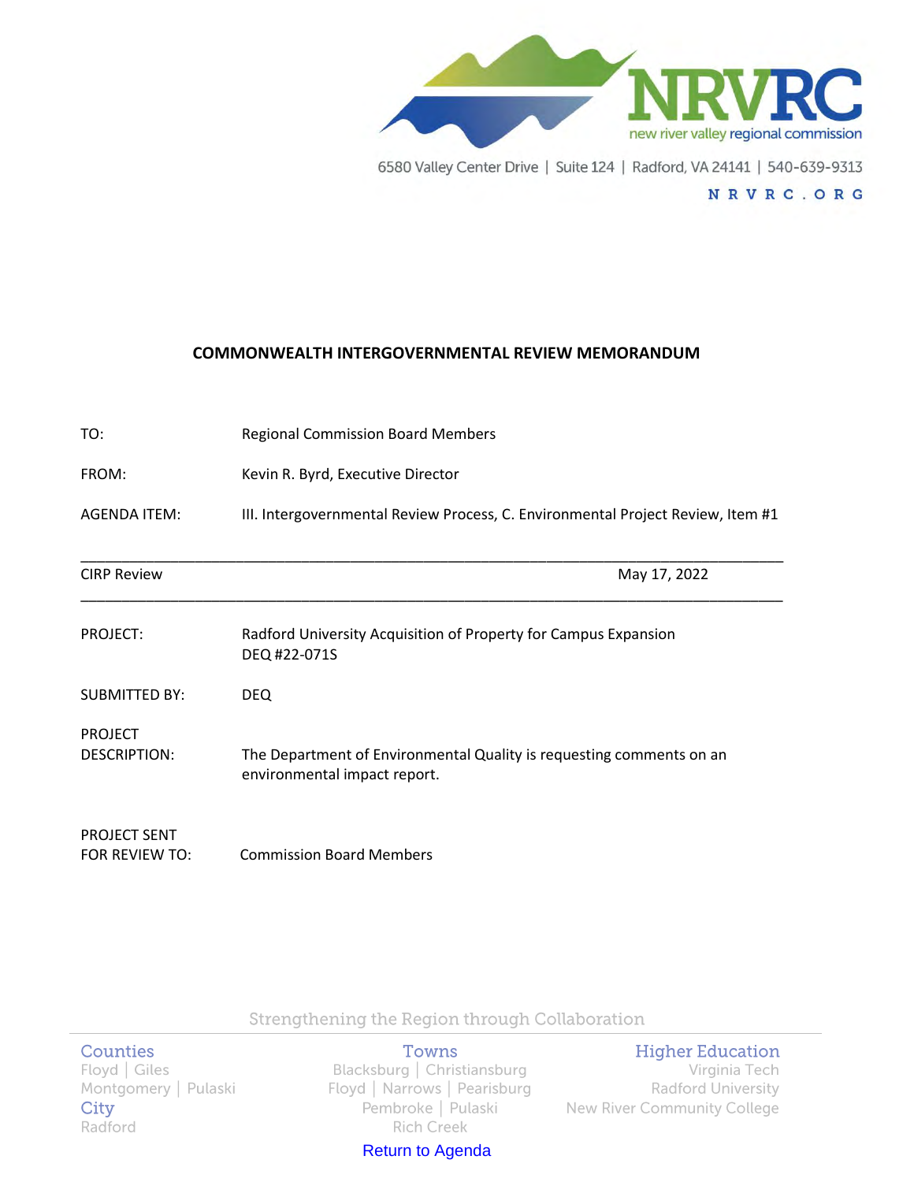NRVRC
new river valley regional commission

6580 Valley Center Drive | Suite 124 | Radford, VA 24141 | 540-639-9313

NRVRC.ORG

## COMMONWEALTH INTERGOVERNMENTAL REVIEW MEMORANDUM

| | |
|---|---|
| TO: | Regional Commission Board Members |
| FROM: | Kevin R. Byrd, Executive Director |
| AGENDA ITEM: | III. Intergovernmental Review Process, C. Environmental Project Review, Item #1 |

---

CIRP Review — May 17, 2022

---

| | |
|---|---|
| PROJECT: | Radford University Acquisition of Property for Campus Expansion<br>DEQ #22-071S |
| SUBMITTED BY: | DEQ |
| PROJECT DESCRIPTION: | The Department of Environmental Quality is requesting comments on an environmental impact report. |
| PROJECT SENT FOR REVIEW TO: | Commission Board Members |

Strengthening the Region through Collaboration

**Counties**
Floyd | Giles
Montgomery | Pulaski

**City**
Radford

**Towns**
Blacksburg | Christiansburg
Floyd | Narrows | Pearisburg
Pembroke | Pulaski
Rich Creek

**Higher Education**
Virginia Tech
Radford University
New River Community College

Return to Agenda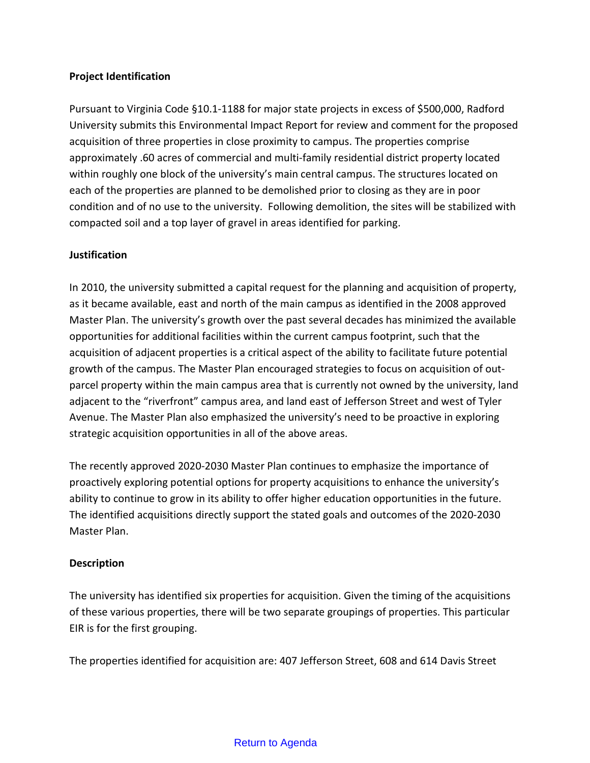**Project Identification**

Pursuant to Virginia Code §10.1-1188 for major state projects in excess of $500,000, Radford University submits this Environmental Impact Report for review and comment for the proposed acquisition of three properties in close proximity to campus. The properties comprise approximately .60 acres of commercial and multi-family residential district property located within roughly one block of the university's main central campus. The structures located on each of the properties are planned to be demolished prior to closing as they are in poor condition and of no use to the university. Following demolition, the sites will be stabilized with compacted soil and a top layer of gravel in areas identified for parking.

**Justification**

In 2010, the university submitted a capital request for the planning and acquisition of property, as it became available, east and north of the main campus as identified in the 2008 approved Master Plan. The university's growth over the past several decades has minimized the available opportunities for additional facilities within the current campus footprint, such that the acquisition of adjacent properties is a critical aspect of the ability to facilitate future potential growth of the campus. The Master Plan encouraged strategies to focus on acquisition of out-parcel property within the main campus area that is currently not owned by the university, land adjacent to the "riverfront" campus area, and land east of Jefferson Street and west of Tyler Avenue. The Master Plan also emphasized the university's need to be proactive in exploring strategic acquisition opportunities in all of the above areas.

The recently approved 2020-2030 Master Plan continues to emphasize the importance of proactively exploring potential options for property acquisitions to enhance the university's ability to continue to grow in its ability to offer higher education opportunities in the future. The identified acquisitions directly support the stated goals and outcomes of the 2020-2030 Master Plan.

**Description**

The university has identified six properties for acquisition. Given the timing of the acquisitions of these various properties, there will be two separate groupings of properties. This particular EIR is for the first grouping.

The properties identified for acquisition are: 407 Jefferson Street, 608 and 614 Davis Street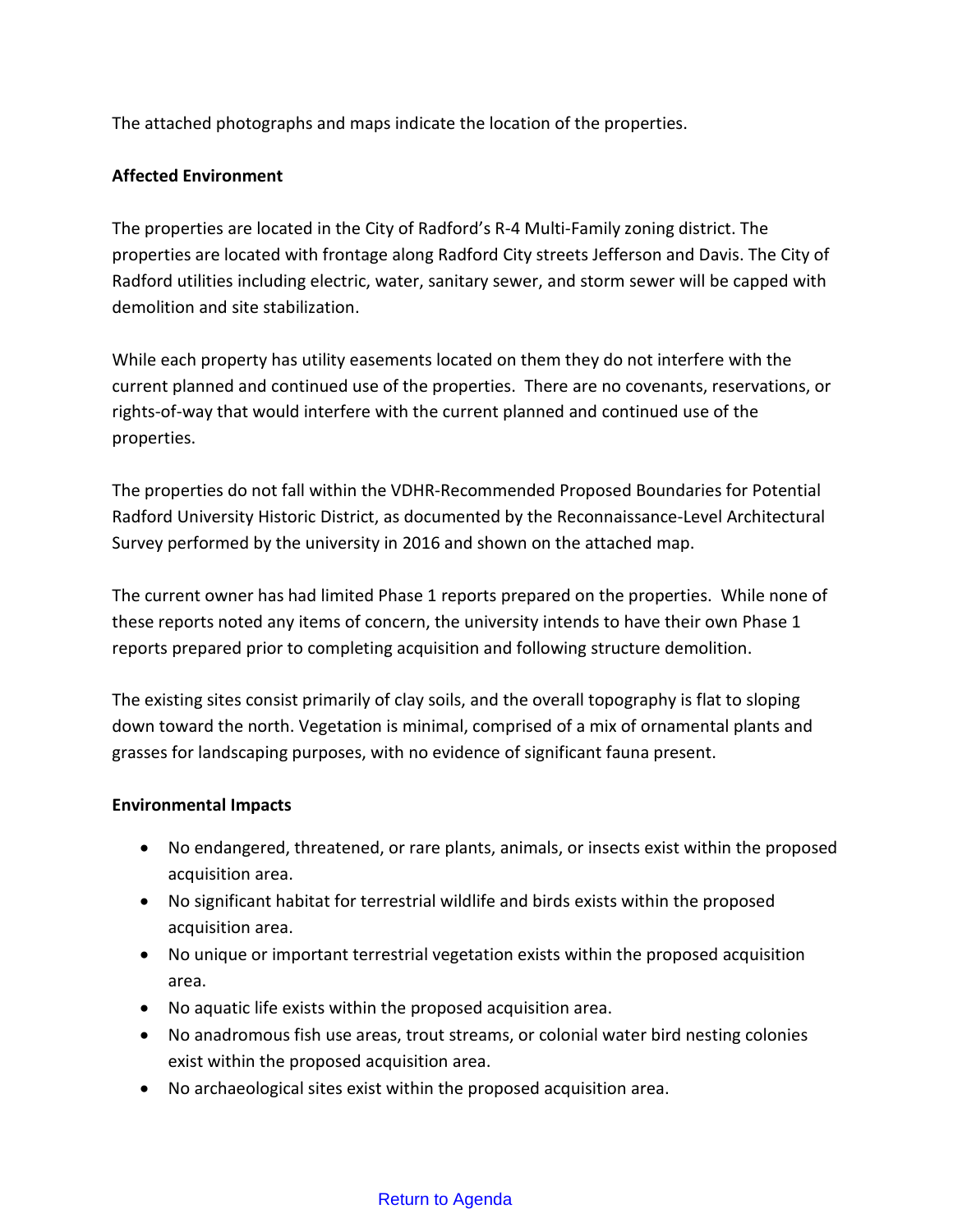The attached photographs and maps indicate the location of the properties.

**Affected Environment**

The properties are located in the City of Radford's R-4 Multi-Family zoning district. The properties are located with frontage along Radford City streets Jefferson and Davis. The City of Radford utilities including electric, water, sanitary sewer, and storm sewer will be capped with demolition and site stabilization.

While each property has utility easements located on them they do not interfere with the current planned and continued use of the properties. There are no covenants, reservations, or rights-of-way that would interfere with the current planned and continued use of the properties.

The properties do not fall within the VDHR-Recommended Proposed Boundaries for Potential Radford University Historic District, as documented by the Reconnaissance-Level Architectural Survey performed by the university in 2016 and shown on the attached map.

The current owner has had limited Phase 1 reports prepared on the properties. While none of these reports noted any items of concern, the university intends to have their own Phase 1 reports prepared prior to completing acquisition and following structure demolition.

The existing sites consist primarily of clay soils, and the overall topography is flat to sloping down toward the north. Vegetation is minimal, comprised of a mix of ornamental plants and grasses for landscaping purposes, with no evidence of significant fauna present.

**Environmental Impacts**

- No endangered, threatened, or rare plants, animals, or insects exist within the proposed acquisition area.
- No significant habitat for terrestrial wildlife and birds exists within the proposed acquisition area.
- No unique or important terrestrial vegetation exists within the proposed acquisition area.
- No aquatic life exists within the proposed acquisition area.
- No anadromous fish use areas, trout streams, or colonial water bird nesting colonies exist within the proposed acquisition area.
- No archaeological sites exist within the proposed acquisition area.

Return to Agenda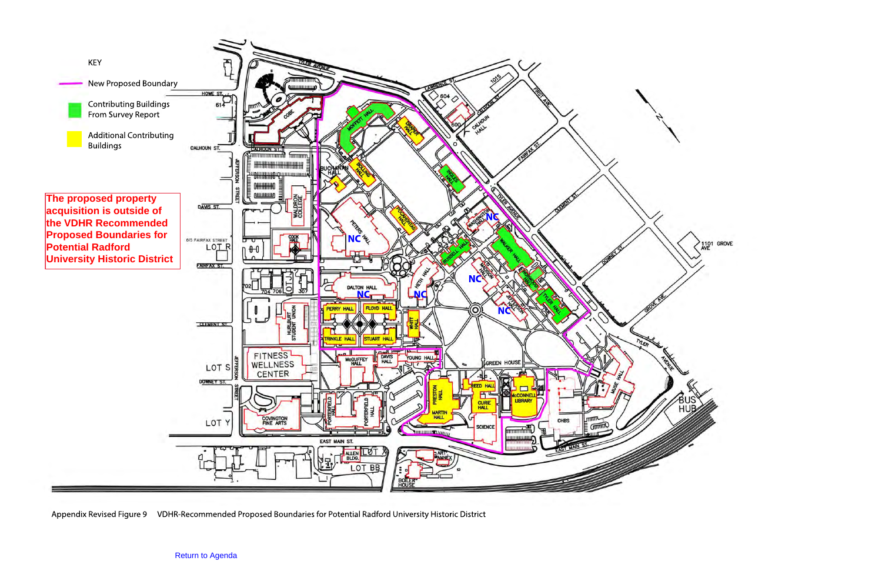KEY

New Proposed Boundary

Contributing Buildings From Survey Report

Additional Contributing Buildings

The proposed property acquisition is outside of the VDHR Recommended Proposed Boundaries for Potential Radford University Historic District

Appendix Revised Figure 9 VDHR-Recommended Proposed Boundaries for Potential Radford University Historic District

Return to Agenda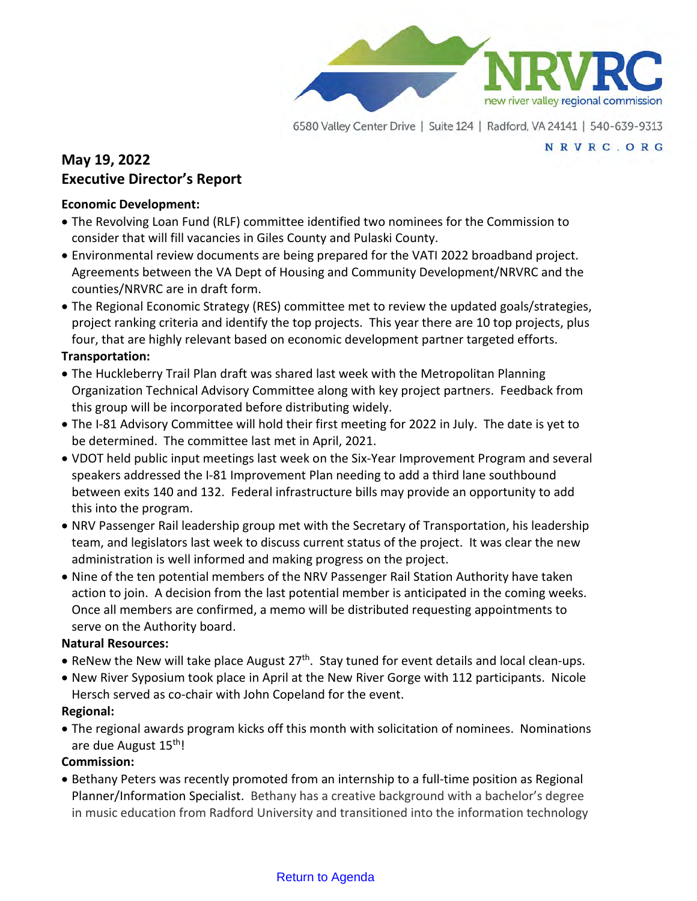6580 Valley Center Drive | Suite 124 | Radford, VA 24141 | 540-639-9313

NRVRC.ORG

## May 19, 2022
## Executive Director's Report

**Economic Development:**

- The Revolving Loan Fund (RLF) committee identified two nominees for the Commission to consider that will fill vacancies in Giles County and Pulaski County.
- Environmental review documents are being prepared for the VATI 2022 broadband project. Agreements between the VA Dept of Housing and Community Development/NRVRC and the counties/NRVRC are in draft form.
- The Regional Economic Strategy (RES) committee met to review the updated goals/strategies, project ranking criteria and identify the top projects. This year there are 10 top projects, plus four, that are highly relevant based on economic development partner targeted efforts.

**Transportation:**

- The Huckleberry Trail Plan draft was shared last week with the Metropolitan Planning Organization Technical Advisory Committee along with key project partners. Feedback from this group will be incorporated before distributing widely.
- The I-81 Advisory Committee will hold their first meeting for 2022 in July. The date is yet to be determined. The committee last met in April, 2021.
- VDOT held public input meetings last week on the Six-Year Improvement Program and several speakers addressed the I-81 Improvement Plan needing to add a third lane southbound between exits 140 and 132. Federal infrastructure bills may provide an opportunity to add this into the program.
- NRV Passenger Rail leadership group met with the Secretary of Transportation, his leadership team, and legislators last week to discuss current status of the project. It was clear the new administration is well informed and making progress on the project.
- Nine of the ten potential members of the NRV Passenger Rail Station Authority have taken action to join. A decision from the last potential member is anticipated in the coming weeks. Once all members are confirmed, a memo will be distributed requesting appointments to serve on the Authority board.

**Natural Resources:**

- ReNew the New will take place August 27th. Stay tuned for event details and local clean-ups.
- New River Syposium took place in April at the New River Gorge with 112 participants. Nicole Hersch served as co-chair with John Copeland for the event.

**Regional:**

- The regional awards program kicks off this month with solicitation of nominees. Nominations are due August 15th!

**Commission:**

- Bethany Peters was recently promoted from an internship to a full-time position as Regional Planner/Information Specialist. Bethany has a creative background with a bachelor's degree in music education from Radford University and transitioned into the information technology

Return to Agenda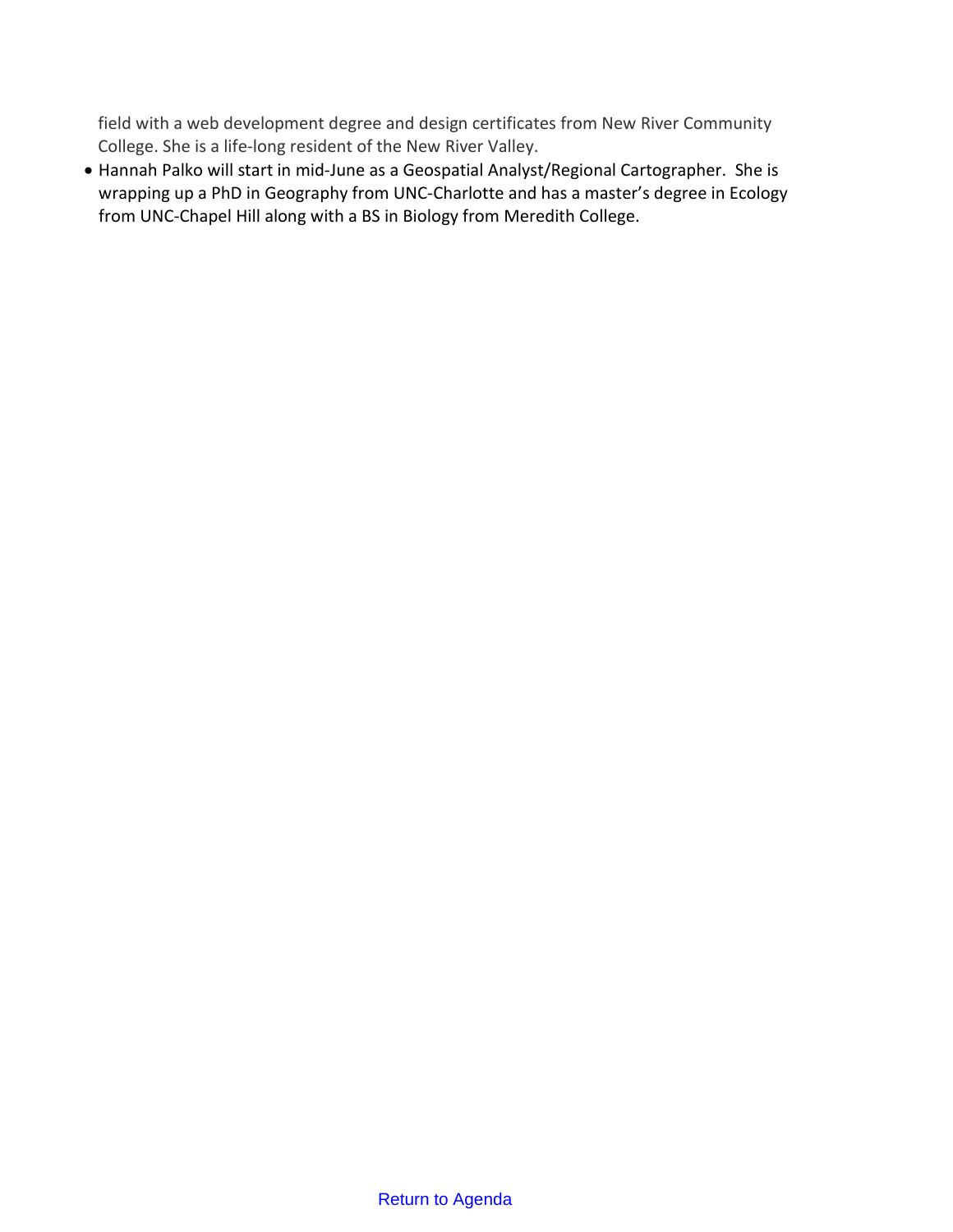field with a web development degree and design certificates from New River Community College. She is a life-long resident of the New River Valley.

- Hannah Palko will start in mid-June as a Geospatial Analyst/Regional Cartographer. She is wrapping up a PhD in Geography from UNC-Charlotte and has a master's degree in Ecology from UNC-Chapel Hill along with a BS in Biology from Meredith College.

Return to Agenda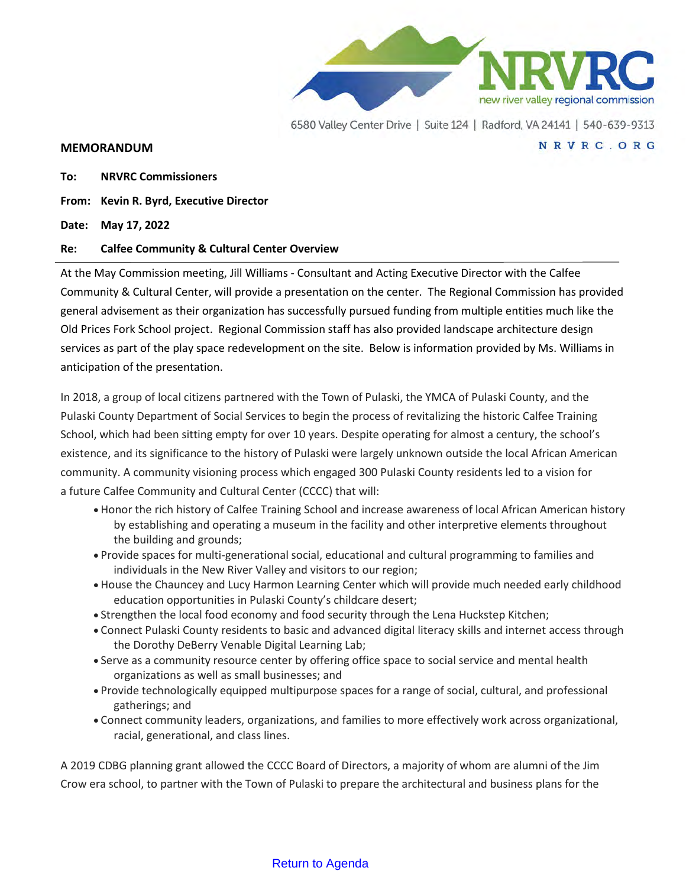NRVRC
new river valley regional commission

6580 Valley Center Drive | Suite 124 | Radford, VA 24141 | 540-639-9313
NRVRC.ORG

## MEMORANDUM

**To:** NRVRC Commissioners

**From:** Kevin R. Byrd, Executive Director

**Date:** May 17, 2022

**Re:** Calfee Community & Cultural Center Overview

At the May Commission meeting, Jill Williams - Consultant and Acting Executive Director with the Calfee Community & Cultural Center, will provide a presentation on the center. The Regional Commission has provided general advisement as their organization has successfully pursued funding from multiple entities much like the Old Prices Fork School project. Regional Commission staff has also provided landscape architecture design services as part of the play space redevelopment on the site. Below is information provided by Ms. Williams in anticipation of the presentation.

In 2018, a group of local citizens partnered with the Town of Pulaski, the YMCA of Pulaski County, and the Pulaski County Department of Social Services to begin the process of revitalizing the historic Calfee Training School, which had been sitting empty for over 10 years. Despite operating for almost a century, the school's existence, and its significance to the history of Pulaski were largely unknown outside the local African American community. A community visioning process which engaged 300 Pulaski County residents led to a vision for a future Calfee Community and Cultural Center (CCCC) that will:

- Honor the rich history of Calfee Training School and increase awareness of local African American history by establishing and operating a museum in the facility and other interpretive elements throughout the building and grounds;
- Provide spaces for multi-generational social, educational and cultural programming to families and individuals in the New River Valley and visitors to our region;
- House the Chauncey and Lucy Harmon Learning Center which will provide much needed early childhood education opportunities in Pulaski County's childcare desert;
- Strengthen the local food economy and food security through the Lena Huckstep Kitchen;
- Connect Pulaski County residents to basic and advanced digital literacy skills and internet access through the Dorothy DeBerry Venable Digital Learning Lab;
- Serve as a community resource center by offering office space to social service and mental health organizations as well as small businesses; and
- Provide technologically equipped multipurpose spaces for a range of social, cultural, and professional gatherings; and
- Connect community leaders, organizations, and families to more effectively work across organizational, racial, generational, and class lines.

A 2019 CDBG planning grant allowed the CCCC Board of Directors, a majority of whom are alumni of the Jim Crow era school, to partner with the Town of Pulaski to prepare the architectural and business plans for the

Return to Agenda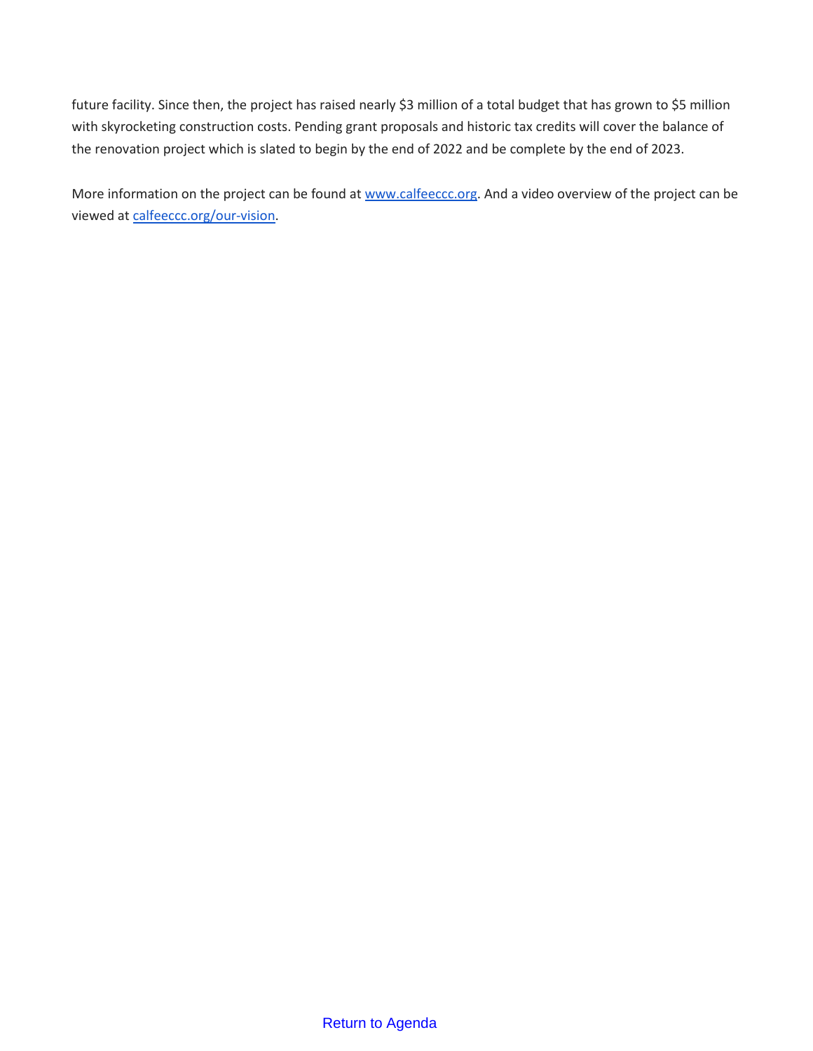future facility. Since then, the project has raised nearly $3 million of a total budget that has grown to $5 million with skyrocketing construction costs. Pending grant proposals and historic tax credits will cover the balance of the renovation project which is slated to begin by the end of 2022 and be complete by the end of 2023.

More information on the project can be found at [www.calfeeccc.org](http://www.calfeeccc.org). And a video overview of the project can be viewed at [calfeeccc.org/our-vision](http://calfeeccc.org/our-vision).

Return to Agenda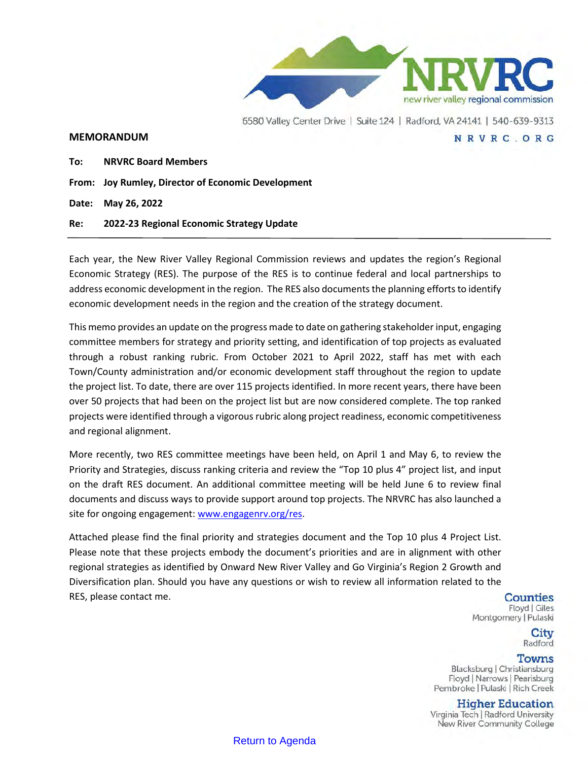NRVRC
new river valley regional commission

6580 Valley Center Drive | Suite 124 | Radford, VA 24141 | 540-639-9313

NRVRC.ORG

## MEMORANDUM

**To:** **NRVRC Board Members**

**From:** **Joy Rumley, Director of Economic Development**

**Date:** **May 26, 2022**

**Re:** **2022-23 Regional Economic Strategy Update**

---

Each year, the New River Valley Regional Commission reviews and updates the region's Regional Economic Strategy (RES). The purpose of the RES is to continue federal and local partnerships to address economic development in the region. The RES also documents the planning efforts to identify economic development needs in the region and the creation of the strategy document.

This memo provides an update on the progress made to date on gathering stakeholder input, engaging committee members for strategy and priority setting, and identification of top projects as evaluated through a robust ranking rubric. From October 2021 to April 2022, staff has met with each Town/County administration and/or economic development staff throughout the region to update the project list. To date, there are over 115 projects identified. In more recent years, there have been over 50 projects that had been on the project list but are now considered complete. The top ranked projects were identified through a vigorous rubric along project readiness, economic competitiveness and regional alignment.

More recently, two RES committee meetings have been held, on April 1 and May 6, to review the Priority and Strategies, discuss ranking criteria and review the "Top 10 plus 4" project list, and input on the draft RES document. An additional committee meeting will be held June 6 to review final documents and discuss ways to provide support around top projects. The NRVRC has also launched a site for ongoing engagement: [www.engagenrv.org/res](www.engagenrv.org/res).

Attached please find the final priority and strategies document and the Top 10 plus 4 Project List. Please note that these projects embody the document's priorities and are in alignment with other regional strategies as identified by Onward New River Valley and Go Virginia's Region 2 Growth and Diversification plan. Should you have any questions or wish to review all information related to the RES, please contact me.

**Counties**
Floyd | Giles
Montgomery | Pulaski

**City**
Radford

**Towns**
Blacksburg | Christiansburg
Floyd | Narrows | Pearisburg
Pembroke | Pulaski | Rich Creek

**Higher Education**
Virginia Tech | Radford University
New River Community College

Return to Agenda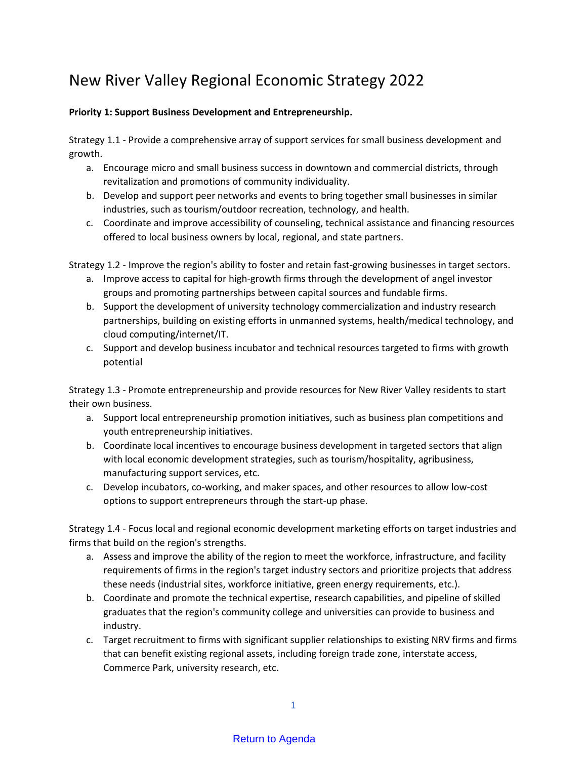# New River Valley Regional Economic Strategy 2022

**Priority 1: Support Business Development and Entrepreneurship.**

Strategy 1.1 - Provide a comprehensive array of support services for small business development and growth.

a. Encourage micro and small business success in downtown and commercial districts, through revitalization and promotions of community individuality.
b. Develop and support peer networks and events to bring together small businesses in similar industries, such as tourism/outdoor recreation, technology, and health.
c. Coordinate and improve accessibility of counseling, technical assistance and financing resources offered to local business owners by local, regional, and state partners.

Strategy 1.2 - Improve the region's ability to foster and retain fast-growing businesses in target sectors.

a. Improve access to capital for high-growth firms through the development of angel investor groups and promoting partnerships between capital sources and fundable firms.
b. Support the development of university technology commercialization and industry research partnerships, building on existing efforts in unmanned systems, health/medical technology, and cloud computing/internet/IT.
c. Support and develop business incubator and technical resources targeted to firms with growth potential

Strategy 1.3 - Promote entrepreneurship and provide resources for New River Valley residents to start their own business.

a. Support local entrepreneurship promotion initiatives, such as business plan competitions and youth entrepreneurship initiatives.
b. Coordinate local incentives to encourage business development in targeted sectors that align with local economic development strategies, such as tourism/hospitality, agribusiness, manufacturing support services, etc.
c. Develop incubators, co-working, and maker spaces, and other resources to allow low-cost options to support entrepreneurs through the start-up phase.

Strategy 1.4 - Focus local and regional economic development marketing efforts on target industries and firms that build on the region's strengths.

a. Assess and improve the ability of the region to meet the workforce, infrastructure, and facility requirements of firms in the region's target industry sectors and prioritize projects that address these needs (industrial sites, workforce initiative, green energy requirements, etc.).
b. Coordinate and promote the technical expertise, research capabilities, and pipeline of skilled graduates that the region's community college and universities can provide to business and industry.
c. Target recruitment to firms with significant supplier relationships to existing NRV firms and firms that can benefit existing regional assets, including foreign trade zone, interstate access, Commerce Park, university research, etc.

Return to Agenda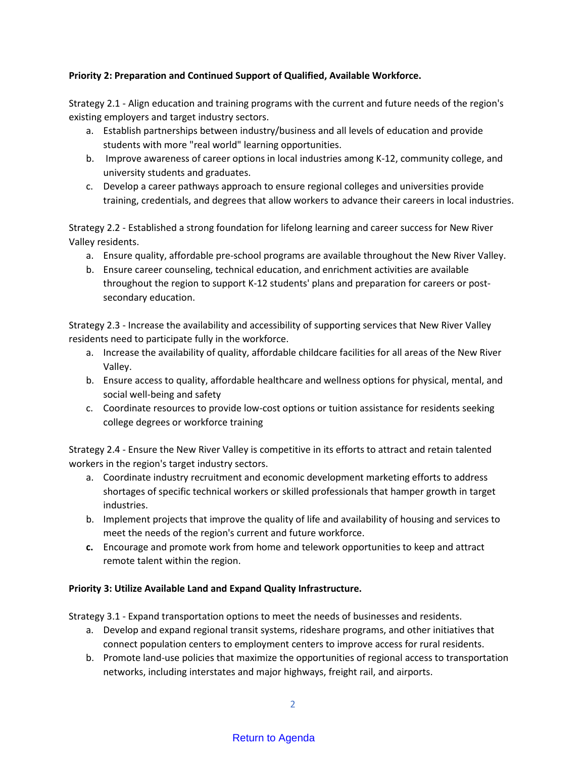**Priority 2: Preparation and Continued Support of Qualified, Available Workforce.**

Strategy 2.1 - Align education and training programs with the current and future needs of the region's existing employers and target industry sectors.

a. Establish partnerships between industry/business and all levels of education and provide students with more "real world" learning opportunities.
b. Improve awareness of career options in local industries among K-12, community college, and university students and graduates.
c. Develop a career pathways approach to ensure regional colleges and universities provide training, credentials, and degrees that allow workers to advance their careers in local industries.

Strategy 2.2 - Established a strong foundation for lifelong learning and career success for New River Valley residents.

a. Ensure quality, affordable pre-school programs are available throughout the New River Valley.
b. Ensure career counseling, technical education, and enrichment activities are available throughout the region to support K-12 students' plans and preparation for careers or post-secondary education.

Strategy 2.3 - Increase the availability and accessibility of supporting services that New River Valley residents need to participate fully in the workforce.

a. Increase the availability of quality, affordable childcare facilities for all areas of the New River Valley.
b. Ensure access to quality, affordable healthcare and wellness options for physical, mental, and social well-being and safety
c. Coordinate resources to provide low-cost options or tuition assistance for residents seeking college degrees or workforce training

Strategy 2.4 - Ensure the New River Valley is competitive in its efforts to attract and retain talented workers in the region's target industry sectors.

a. Coordinate industry recruitment and economic development marketing efforts to address shortages of specific technical workers or skilled professionals that hamper growth in target industries.
b. Implement projects that improve the quality of life and availability of housing and services to meet the needs of the region's current and future workforce.
c. Encourage and promote work from home and telework opportunities to keep and attract remote talent within the region.

**Priority 3: Utilize Available Land and Expand Quality Infrastructure.**

Strategy 3.1 - Expand transportation options to meet the needs of businesses and residents.

a. Develop and expand regional transit systems, rideshare programs, and other initiatives that connect population centers to employment centers to improve access for rural residents.
b. Promote land-use policies that maximize the opportunities of regional access to transportation networks, including interstates and major highways, freight rail, and airports.

Return to Agenda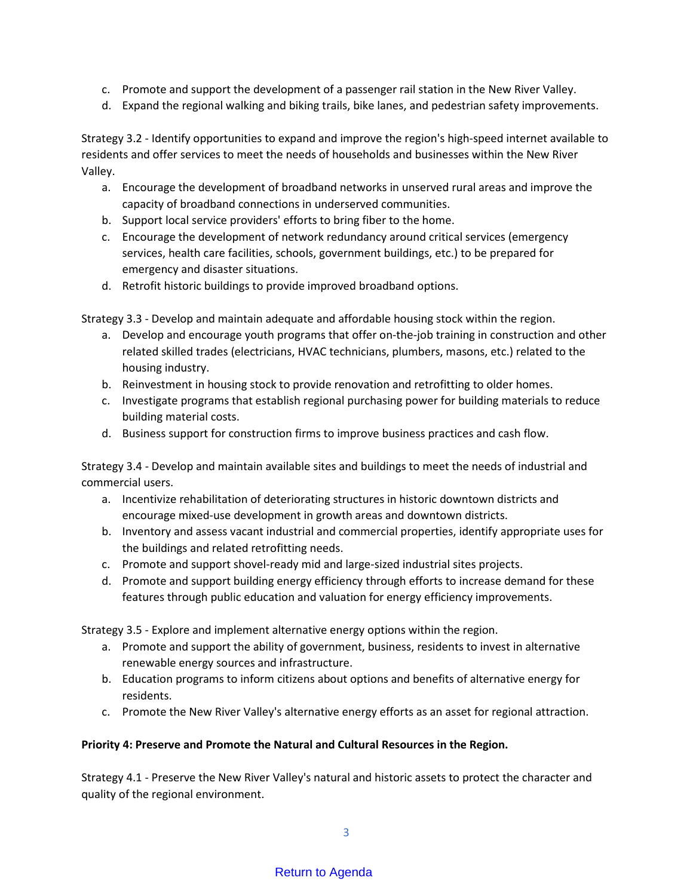c. Promote and support the development of a passenger rail station in the New River Valley.
d. Expand the regional walking and biking trails, bike lanes, and pedestrian safety improvements.

Strategy 3.2 - Identify opportunities to expand and improve the region's high-speed internet available to residents and offer services to meet the needs of households and businesses within the New River Valley.

a. Encourage the development of broadband networks in unserved rural areas and improve the capacity of broadband connections in underserved communities.
b. Support local service providers' efforts to bring fiber to the home.
c. Encourage the development of network redundancy around critical services (emergency services, health care facilities, schools, government buildings, etc.) to be prepared for emergency and disaster situations.
d. Retrofit historic buildings to provide improved broadband options.

Strategy 3.3 - Develop and maintain adequate and affordable housing stock within the region.

a. Develop and encourage youth programs that offer on-the-job training in construction and other related skilled trades (electricians, HVAC technicians, plumbers, masons, etc.) related to the housing industry.
b. Reinvestment in housing stock to provide renovation and retrofitting to older homes.
c. Investigate programs that establish regional purchasing power for building materials to reduce building material costs.
d. Business support for construction firms to improve business practices and cash flow.

Strategy 3.4 - Develop and maintain available sites and buildings to meet the needs of industrial and commercial users.

a. Incentivize rehabilitation of deteriorating structures in historic downtown districts and encourage mixed-use development in growth areas and downtown districts.
b. Inventory and assess vacant industrial and commercial properties, identify appropriate uses for the buildings and related retrofitting needs.
c. Promote and support shovel-ready mid and large-sized industrial sites projects.
d. Promote and support building energy efficiency through efforts to increase demand for these features through public education and valuation for energy efficiency improvements.

Strategy 3.5 - Explore and implement alternative energy options within the region.

a. Promote and support the ability of government, business, residents to invest in alternative renewable energy sources and infrastructure.
b. Education programs to inform citizens about options and benefits of alternative energy for residents.
c. Promote the New River Valley's alternative energy efforts as an asset for regional attraction.

**Priority 4: Preserve and Promote the Natural and Cultural Resources in the Region.**

Strategy 4.1 - Preserve the New River Valley's natural and historic assets to protect the character and quality of the regional environment.

Return to Agenda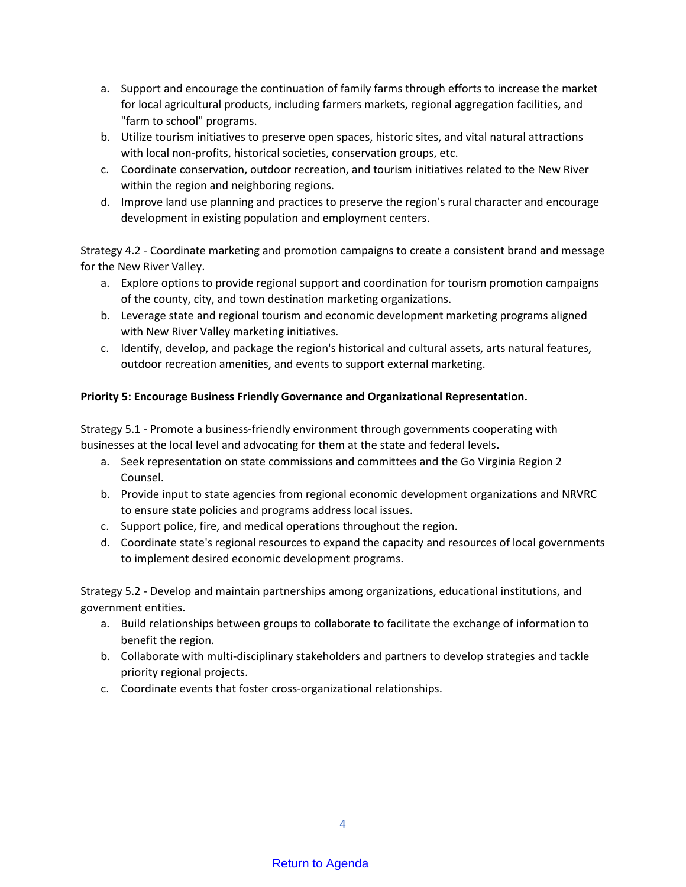a. Support and encourage the continuation of family farms through efforts to increase the market for local agricultural products, including farmers markets, regional aggregation facilities, and "farm to school" programs.
b. Utilize tourism initiatives to preserve open spaces, historic sites, and vital natural attractions with local non-profits, historical societies, conservation groups, etc.
c. Coordinate conservation, outdoor recreation, and tourism initiatives related to the New River within the region and neighboring regions.
d. Improve land use planning and practices to preserve the region's rural character and encourage development in existing population and employment centers.

Strategy 4.2 - Coordinate marketing and promotion campaigns to create a consistent brand and message for the New River Valley.

a. Explore options to provide regional support and coordination for tourism promotion campaigns of the county, city, and town destination marketing organizations.
b. Leverage state and regional tourism and economic development marketing programs aligned with New River Valley marketing initiatives.
c. Identify, develop, and package the region's historical and cultural assets, arts natural features, outdoor recreation amenities, and events to support external marketing.

**Priority 5: Encourage Business Friendly Governance and Organizational Representation.**

Strategy 5.1 - Promote a business-friendly environment through governments cooperating with businesses at the local level and advocating for them at the state and federal levels**.**

a. Seek representation on state commissions and committees and the Go Virginia Region 2 Counsel.
b. Provide input to state agencies from regional economic development organizations and NRVRC to ensure state policies and programs address local issues.
c. Support police, fire, and medical operations throughout the region.
d. Coordinate state's regional resources to expand the capacity and resources of local governments to implement desired economic development programs.

Strategy 5.2 - Develop and maintain partnerships among organizations, educational institutions, and government entities.

a. Build relationships between groups to collaborate to facilitate the exchange of information to benefit the region.
b. Collaborate with multi-disciplinary stakeholders and partners to develop strategies and tackle priority regional projects.
c. Coordinate events that foster cross-organizational relationships.

Return to Agenda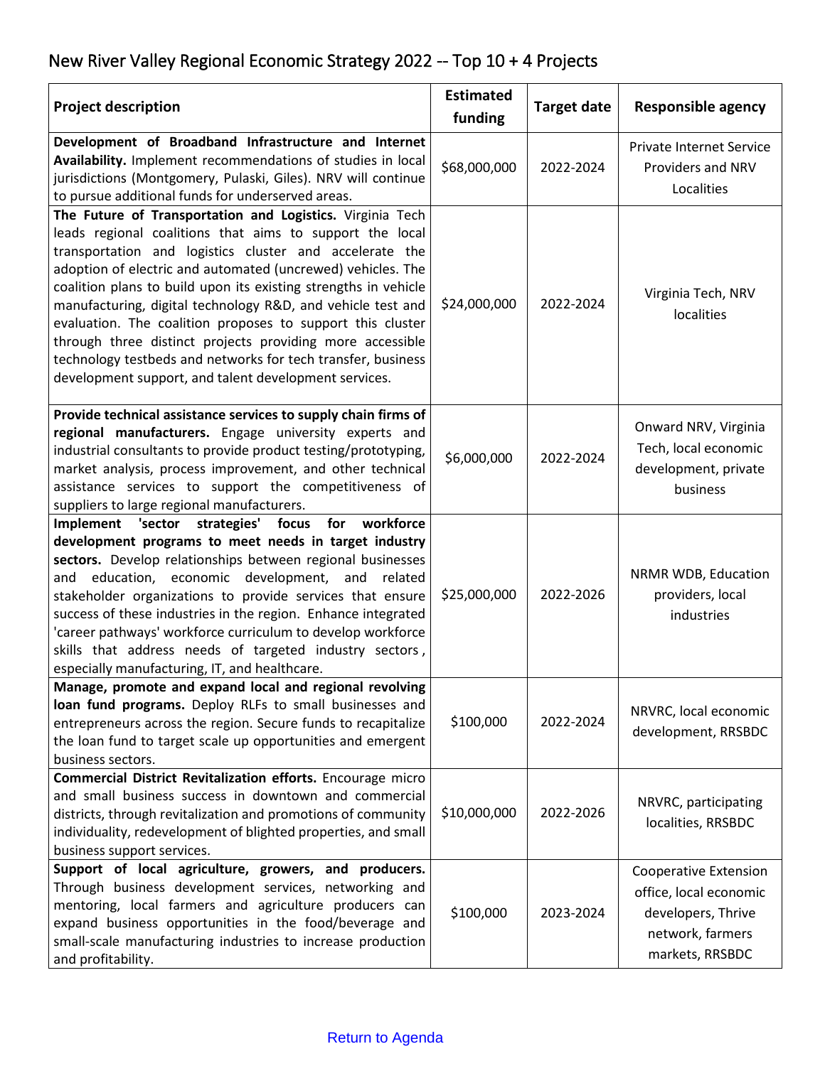# New River Valley Regional Economic Strategy 2022 -- Top 10 + 4 Projects

| Project description | Estimated funding | Target date | Responsible agency |
|---|---|---|---|
| **Development of Broadband Infrastructure and Internet Availability.** Implement recommendations of studies in local jurisdictions (Montgomery, Pulaski, Giles). NRV will continue to pursue additional funds for underserved areas. | $68,000,000 | 2022-2024 | Private Internet Service Providers and NRV Localities |
| **The Future of Transportation and Logistics.** Virginia Tech leads regional coalitions that aims to support the local transportation and logistics cluster and accelerate the adoption of electric and automated (uncrewed) vehicles. The coalition plans to build upon its existing strengths in vehicle manufacturing, digital technology R&D, and vehicle test and evaluation. The coalition proposes to support this cluster through three distinct projects providing more accessible technology testbeds and networks for tech transfer, business development support, and talent development services. | $24,000,000 | 2022-2024 | Virginia Tech, NRV localities |
| **Provide technical assistance services to supply chain firms of regional manufacturers.** Engage university experts and industrial consultants to provide product testing/prototyping, market analysis, process improvement, and other technical assistance services to support the competitiveness of suppliers to large regional manufacturers. | $6,000,000 | 2022-2024 | Onward NRV, Virginia Tech, local economic development, private business |
| **Implement 'sector strategies' focus for workforce development programs to meet needs in target industry sectors.** Develop relationships between regional businesses and education, economic development, and related stakeholder organizations to provide services that ensure success of these industries in the region. Enhance integrated 'career pathways' workforce curriculum to develop workforce skills that address needs of targeted industry sectors, especially manufacturing, IT, and healthcare. | $25,000,000 | 2022-2026 | NRMR WDB, Education providers, local industries |
| **Manage, promote and expand local and regional revolving loan fund programs.** Deploy RLFs to small businesses and entrepreneurs across the region. Secure funds to recapitalize the loan fund to target scale up opportunities and emergent business sectors. | $100,000 | 2022-2024 | NRVRC, local economic development, RRSBDC |
| **Commercial District Revitalization efforts.** Encourage micro and small business success in downtown and commercial districts, through revitalization and promotions of community individuality, redevelopment of blighted properties, and small business support services. | $10,000,000 | 2022-2026 | NRVRC, participating localities, RRSBDC |
| **Support of local agriculture, growers, and producers.** Through business development services, networking and mentoring, local farmers and agriculture producers can expand business opportunities in the food/beverage and small-scale manufacturing industries to increase production and profitability. | $100,000 | 2023-2024 | Cooperative Extension office, local economic developers, Thrive network, farmers markets, RRSBDC |

Return to Agenda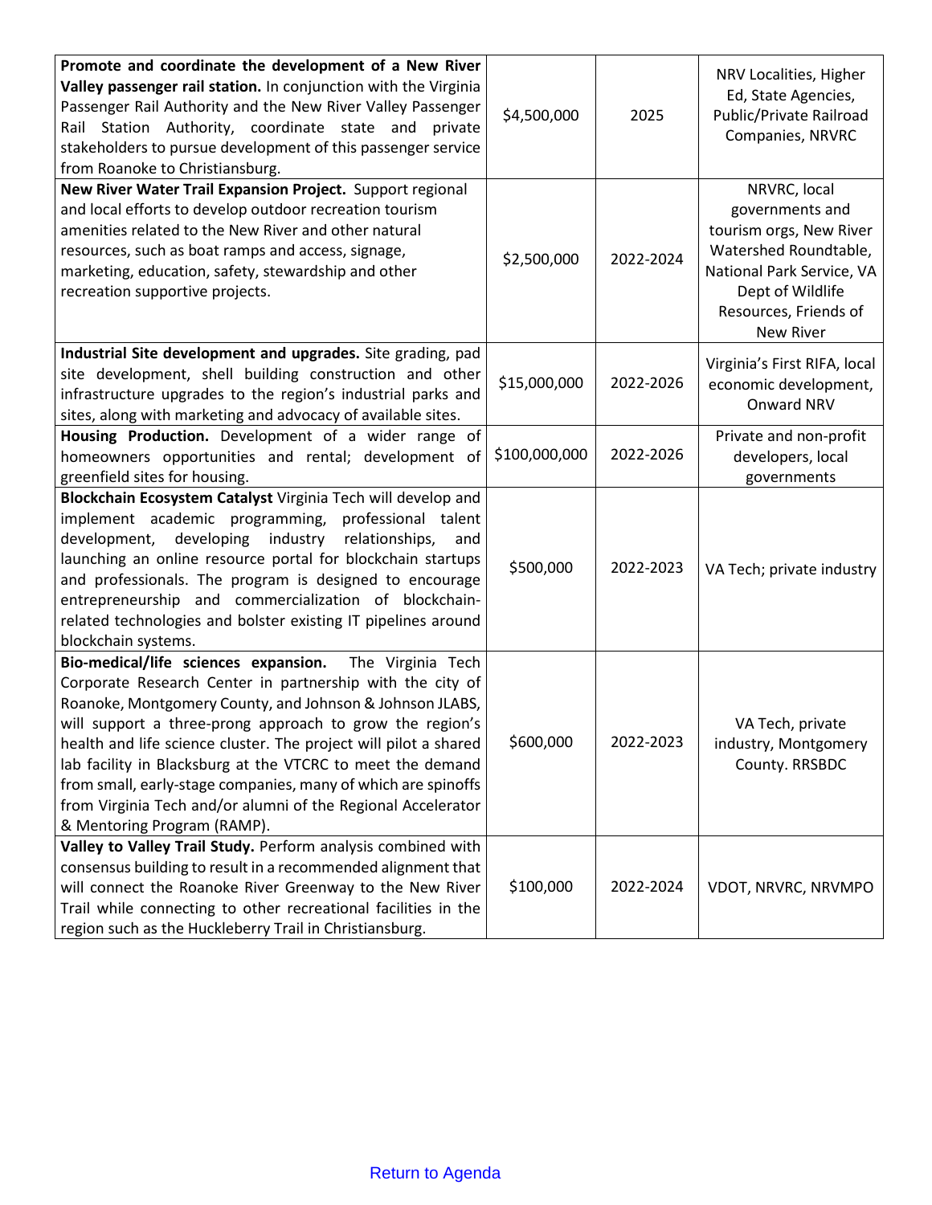| | | | |
|---|---|---|---|
| **Promote and coordinate the development of a New River Valley passenger rail station.** In conjunction with the Virginia Passenger Rail Authority and the New River Valley Passenger Rail Station Authority, coordinate state and private stakeholders to pursue development of this passenger service from Roanoke to Christiansburg. | $4,500,000 | 2025 | NRV Localities, Higher Ed, State Agencies, Public/Private Railroad Companies, NRVRC |
| **New River Water Trail Expansion Project.** Support regional and local efforts to develop outdoor recreation tourism amenities related to the New River and other natural resources, such as boat ramps and access, signage, marketing, education, safety, stewardship and other recreation supportive projects. | $2,500,000 | 2022-2024 | NRVRC, local governments and tourism orgs, New River Watershed Roundtable, National Park Service, VA Dept of Wildlife Resources, Friends of New River |
| **Industrial Site development and upgrades.** Site grading, pad site development, shell building construction and other infrastructure upgrades to the region's industrial parks and sites, along with marketing and advocacy of available sites. | $15,000,000 | 2022-2026 | Virginia's First RIFA, local economic development, Onward NRV |
| **Housing Production.** Development of a wider range of homeowners opportunities and rental; development of greenfield sites for housing. | $100,000,000 | 2022-2026 | Private and non-profit developers, local governments |
| **Blockchain Ecosystem Catalyst** Virginia Tech will develop and implement academic programming, professional talent development, developing industry relationships, and launching an online resource portal for blockchain startups and professionals. The program is designed to encourage entrepreneurship and commercialization of blockchain-related technologies and bolster existing IT pipelines around blockchain systems. | $500,000 | 2022-2023 | VA Tech; private industry |
| **Bio-medical/life sciences expansion.** The Virginia Tech Corporate Research Center in partnership with the city of Roanoke, Montgomery County, and Johnson & Johnson JLABS, will support a three-prong approach to grow the region's health and life science cluster. The project will pilot a shared lab facility in Blacksburg at the VTCRC to meet the demand from small, early-stage companies, many of which are spinoffs from Virginia Tech and/or alumni of the Regional Accelerator & Mentoring Program (RAMP). | $600,000 | 2022-2023 | VA Tech, private industry, Montgomery County. RRSBDC |
| **Valley to Valley Trail Study.** Perform analysis combined with consensus building to result in a recommended alignment that will connect the Roanoke River Greenway to the New River Trail while connecting to other recreational facilities in the region such as the Huckleberry Trail in Christiansburg. | $100,000 | 2022-2024 | VDOT, NRVRC, NRVMPO |

Return to Agenda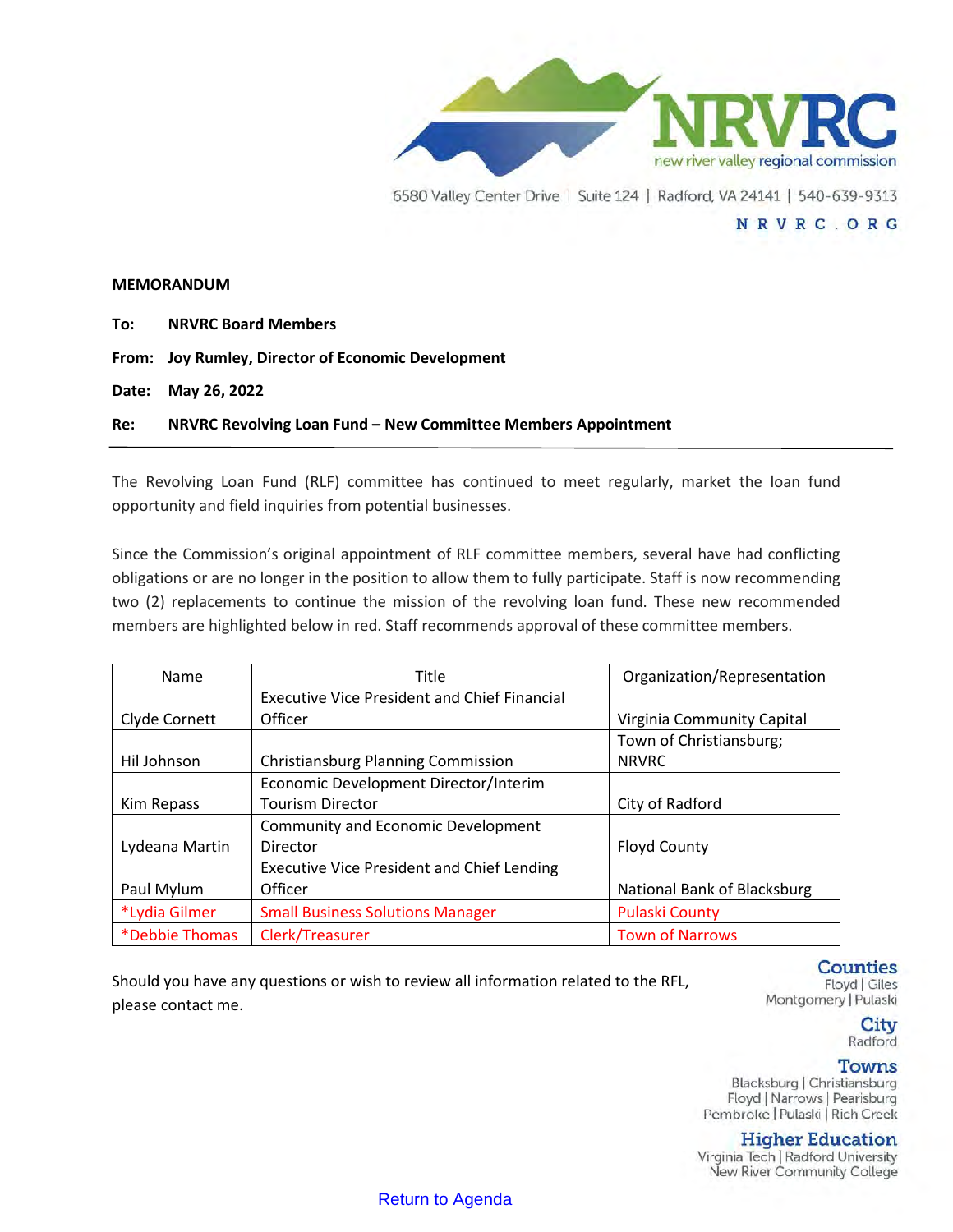NRVRC
new river valley regional commission

6580 Valley Center Drive | Suite 124 | Radford, VA 24141 | 540-639-9313

NRVRC.ORG

**MEMORANDUM**

**To:** NRVRC Board Members

**From:** Joy Rumley, Director of Economic Development

**Date:** May 26, 2022

**Re:** NRVRC Revolving Loan Fund – New Committee Members Appointment

---

The Revolving Loan Fund (RLF) committee has continued to meet regularly, market the loan fund opportunity and field inquiries from potential businesses.

Since the Commission's original appointment of RLF committee members, several have had conflicting obligations or are no longer in the position to allow them to fully participate. Staff is now recommending two (2) replacements to continue the mission of the revolving loan fund. These new recommended members are highlighted below in red. Staff recommends approval of these committee members.

| Name | Title | Organization/Representation |
|---|---|---|
| Clyde Cornett | Executive Vice President and Chief Financial Officer | Virginia Community Capital |
| Hil Johnson | Christiansburg Planning Commission | Town of Christiansburg; NRVRC |
| Kim Repass | Economic Development Director/Interim Tourism Director | City of Radford |
| Lydeana Martin | Community and Economic Development Director | Floyd County |
| Paul Mylum | Executive Vice President and Chief Lending Officer | National Bank of Blacksburg |
| *Lydia Gilmer | Small Business Solutions Manager | Pulaski County |
| *Debbie Thomas | Clerk/Treasurer | Town of Narrows |

Should you have any questions or wish to review all information related to the RFL, please contact me.

**Counties**
Floyd | Giles
Montgomery | Pulaski

**City**
Radford

**Towns**
Blacksburg | Christiansburg
Floyd | Narrows | Pearisburg
Pembroke | Pulaski | Rich Creek

**Higher Education**
Virginia Tech | Radford University
New River Community College

Return to Agenda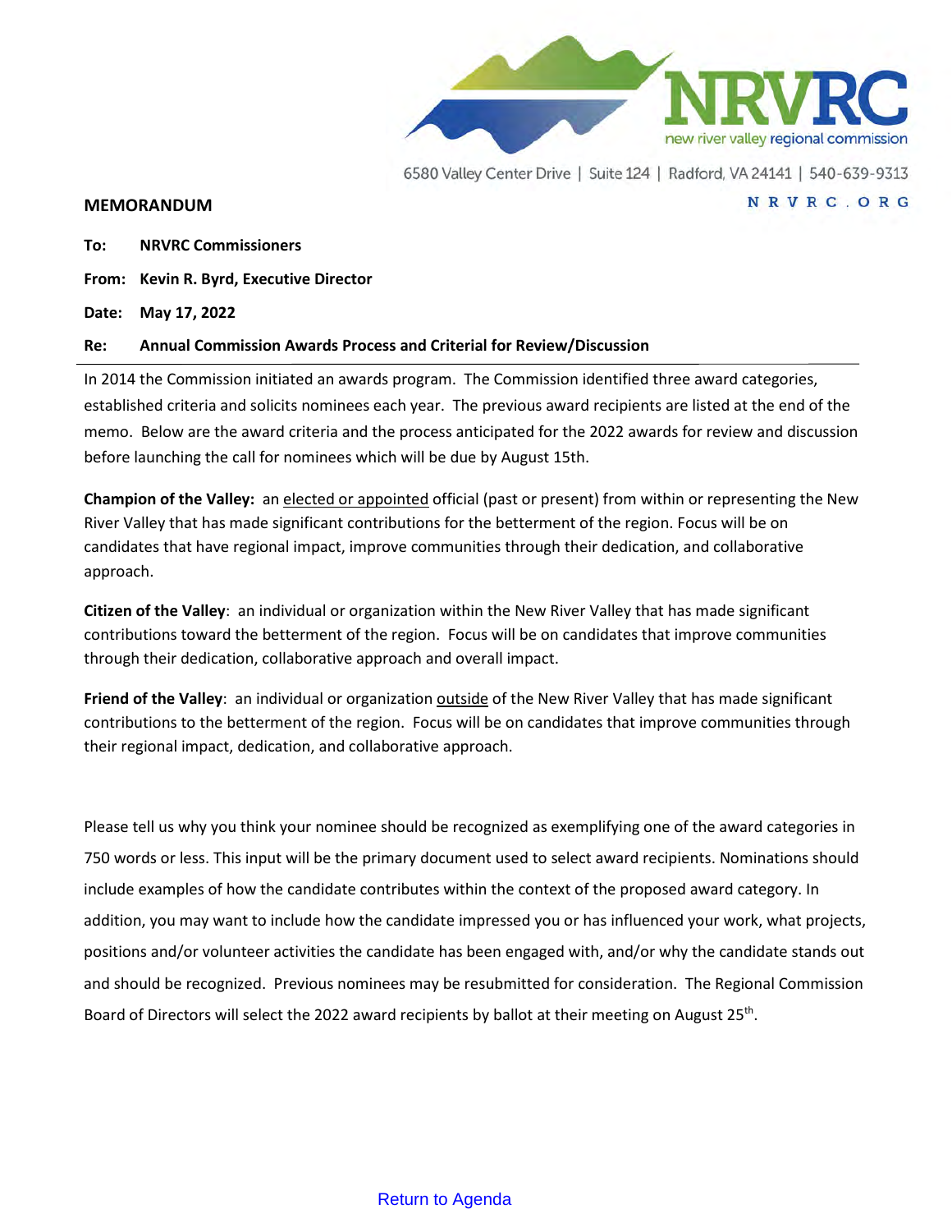new river valley regional commission

6580 Valley Center Drive | Suite 124 | Radford, VA 24141 | 540-639-9313

NRVRC.ORG

## MEMORANDUM

**To:** NRVRC Commissioners

**From:** Kevin R. Byrd, Executive Director

**Date:** May 17, 2022

**Re:** Annual Commission Awards Process and Criterial for Review/Discussion

In 2014 the Commission initiated an awards program. The Commission identified three award categories, established criteria and solicits nominees each year. The previous award recipients are listed at the end of the memo. Below are the award criteria and the process anticipated for the 2022 awards for review and discussion before launching the call for nominees which will be due by August 15th.

**Champion of the Valley:** an elected or appointed official (past or present) from within or representing the New River Valley that has made significant contributions for the betterment of the region. Focus will be on candidates that have regional impact, improve communities through their dedication, and collaborative approach.

**Citizen of the Valley**: an individual or organization within the New River Valley that has made significant contributions toward the betterment of the region. Focus will be on candidates that improve communities through their dedication, collaborative approach and overall impact.

**Friend of the Valley**: an individual or organization outside of the New River Valley that has made significant contributions to the betterment of the region. Focus will be on candidates that improve communities through their regional impact, dedication, and collaborative approach.

Please tell us why you think your nominee should be recognized as exemplifying one of the award categories in 750 words or less. This input will be the primary document used to select award recipients. Nominations should include examples of how the candidate contributes within the context of the proposed award category. In addition, you may want to include how the candidate impressed you or has influenced your work, what projects, positions and/or volunteer activities the candidate has been engaged with, and/or why the candidate stands out and should be recognized. Previous nominees may be resubmitted for consideration. The Regional Commission Board of Directors will select the 2022 award recipients by ballot at their meeting on August 25th.

Return to Agenda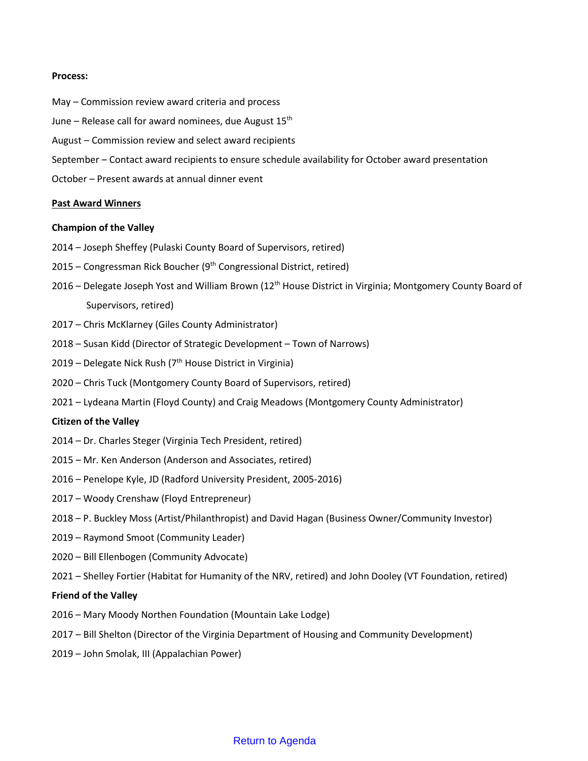**Process:**

May – Commission review award criteria and process

June – Release call for award nominees, due August 15th

August – Commission review and select award recipients

September – Contact award recipients to ensure schedule availability for October award presentation

October – Present awards at annual dinner event

**Past Award Winners**

**Champion of the Valley**

2014 – Joseph Sheffey (Pulaski County Board of Supervisors, retired)

2015 – Congressman Rick Boucher (9th Congressional District, retired)

2016 – Delegate Joseph Yost and William Brown (12th House District in Virginia; Montgomery County Board of Supervisors, retired)

2017 – Chris McKlarney (Giles County Administrator)

2018 – Susan Kidd (Director of Strategic Development – Town of Narrows)

2019 – Delegate Nick Rush (7th House District in Virginia)

2020 – Chris Tuck (Montgomery County Board of Supervisors, retired)

2021 – Lydeana Martin (Floyd County) and Craig Meadows (Montgomery County Administrator)

**Citizen of the Valley**

2014 – Dr. Charles Steger (Virginia Tech President, retired)

2015 – Mr. Ken Anderson (Anderson and Associates, retired)

2016 – Penelope Kyle, JD (Radford University President, 2005-2016)

2017 – Woody Crenshaw (Floyd Entrepreneur)

2018 – P. Buckley Moss (Artist/Philanthropist) and David Hagan (Business Owner/Community Investor)

2019 – Raymond Smoot (Community Leader)

2020 – Bill Ellenbogen (Community Advocate)

2021 – Shelley Fortier (Habitat for Humanity of the NRV, retired) and John Dooley (VT Foundation, retired)

**Friend of the Valley**

2016 – Mary Moody Northen Foundation (Mountain Lake Lodge)

2017 – Bill Shelton (Director of the Virginia Department of Housing and Community Development)

2019 – John Smolak, III (Appalachian Power)

Return to Agenda